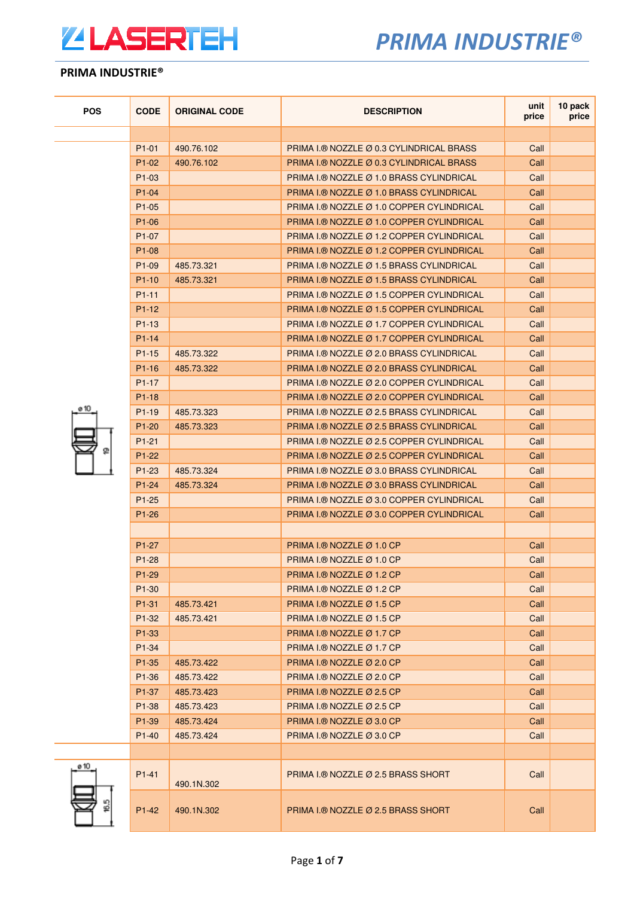## PRIMA INDUSTRIE®

| POS | CODE | ORIGINAL CODE | DESCRIPTION | unit price | 10 pack price |
|---|---|---|---|---|---|
| | | | | | |
| | P1-01 | 490.76.102 | PRIMA I.® NOZZLE Ø 0.3 CYLINDRICAL BRASS | Call | |
| | P1-02 | 490.76.102 | PRIMA I.® NOZZLE Ø 0.3 CYLINDRICAL BRASS | Call | |
| | P1-03 | | PRIMA I.® NOZZLE Ø 1.0 BRASS CYLINDRICAL | Call | |
| | P1-04 | | PRIMA I.® NOZZLE Ø 1.0 BRASS CYLINDRICAL | Call | |
| | P1-05 | | PRIMA I.® NOZZLE Ø 1.0 COPPER CYLINDRICAL | Call | |
| | P1-06 | | PRIMA I.® NOZZLE Ø 1.0 COPPER CYLINDRICAL | Call | |
| | P1-07 | | PRIMA I.® NOZZLE Ø 1.2 COPPER CYLINDRICAL | Call | |
| | P1-08 | | PRIMA I.® NOZZLE Ø 1.2 COPPER CYLINDRICAL | Call | |
| | P1-09 | 485.73.321 | PRIMA I.® NOZZLE Ø 1.5 BRASS CYLINDRICAL | Call | |
| | P1-10 | 485.73.321 | PRIMA I.® NOZZLE Ø 1.5 BRASS CYLINDRICAL | Call | |
| | P1-11 | | PRIMA I.® NOZZLE Ø 1.5 COPPER CYLINDRICAL | Call | |
| | P1-12 | | PRIMA I.® NOZZLE Ø 1.5 COPPER CYLINDRICAL | Call | |
| | P1-13 | | PRIMA I.® NOZZLE Ø 1.7 COPPER CYLINDRICAL | Call | |
| | P1-14 | | PRIMA I.® NOZZLE Ø 1.7 COPPER CYLINDRICAL | Call | |
| | P1-15 | 485.73.322 | PRIMA I.® NOZZLE Ø 2.0 BRASS CYLINDRICAL | Call | |
| | P1-16 | 485.73.322 | PRIMA I.® NOZZLE Ø 2.0 BRASS CYLINDRICAL | Call | |
| | P1-17 | | PRIMA I.® NOZZLE Ø 2.0 COPPER CYLINDRICAL | Call | |
| | P1-18 | | PRIMA I.® NOZZLE Ø 2.0 COPPER CYLINDRICAL | Call | |
| ø 10 / 19 | P1-19 | 485.73.323 | PRIMA I.® NOZZLE Ø 2.5 BRASS CYLINDRICAL | Call | |
| | P1-20 | 485.73.323 | PRIMA I.® NOZZLE Ø 2.5 BRASS CYLINDRICAL | Call | |
| | P1-21 | | PRIMA I.® NOZZLE Ø 2.5 COPPER CYLINDRICAL | Call | |
| | P1-22 | | PRIMA I.® NOZZLE Ø 2.5 COPPER CYLINDRICAL | Call | |
| | P1-23 | 485.73.324 | PRIMA I.® NOZZLE Ø 3.0 BRASS CYLINDRICAL | Call | |
| | P1-24 | 485.73.324 | PRIMA I.® NOZZLE Ø 3.0 BRASS CYLINDRICAL | Call | |
| | P1-25 | | PRIMA I.® NOZZLE Ø 3.0 COPPER CYLINDRICAL | Call | |
| | P1-26 | | PRIMA I.® NOZZLE Ø 3.0 COPPER CYLINDRICAL | Call | |
| | | | | | |
| | P1-27 | | PRIMA I.® NOZZLE Ø 1.0 CP | Call | |
| | P1-28 | | PRIMA I.® NOZZLE Ø 1.0 CP | Call | |
| | P1-29 | | PRIMA I.® NOZZLE Ø 1.2 CP | Call | |
| | P1-30 | | PRIMA I.® NOZZLE Ø 1.2 CP | Call | |
| | P1-31 | 485.73.421 | PRIMA I.® NOZZLE Ø 1.5 CP | Call | |
| | P1-32 | 485.73.421 | PRIMA I.® NOZZLE Ø 1.5 CP | Call | |
| | P1-33 | | PRIMA I.® NOZZLE Ø 1.7 CP | Call | |
| | P1-34 | | PRIMA I.® NOZZLE Ø 1.7 CP | Call | |
| | P1-35 | 485.73.422 | PRIMA I.® NOZZLE Ø 2.0 CP | Call | |
| | P1-36 | 485.73.422 | PRIMA I.® NOZZLE Ø 2.0 CP | Call | |
| | P1-37 | 485.73.423 | PRIMA I.® NOZZLE Ø 2.5 CP | Call | |
| | P1-38 | 485.73.423 | PRIMA I.® NOZZLE Ø 2.5 CP | Call | |
| | P1-39 | 485.73.424 | PRIMA I.® NOZZLE Ø 3.0 CP | Call | |
| | P1-40 | 485.73.424 | PRIMA I.® NOZZLE Ø 3.0 CP | Call | |
| | | | | | |
| ø 10 / 16.5 | P1-41 | 490.1N.302 | PRIMA I.® NOZZLE Ø 2.5 BRASS SHORT | Call | |
| | P1-42 | 490.1N.302 | PRIMA I.® NOZZLE Ø 2.5 BRASS SHORT | Call | |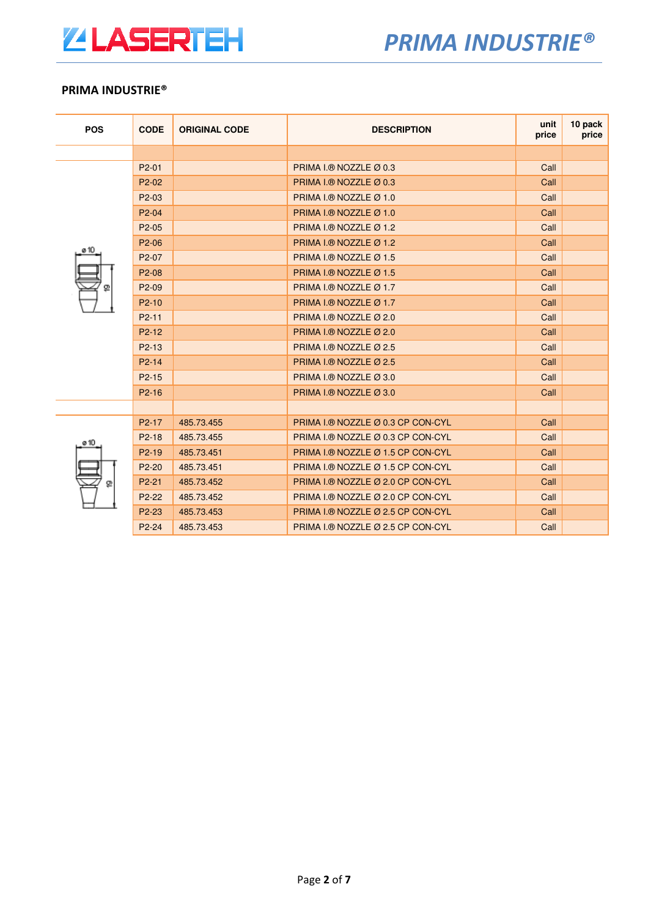## PRIMA INDUSTRIE®

| POS | CODE | ORIGINAL CODE | DESCRIPTION | unit price | 10 pack price |
|---|---|---|---|---|---|
| | | | | | |
| | P2-01 | | PRIMA I.® NOZZLE Ø 0.3 | Call | |
| | P2-02 | | PRIMA I.® NOZZLE Ø 0.3 | Call | |
| | P2-03 | | PRIMA I.® NOZZLE Ø 1.0 | Call | |
| | P2-04 | | PRIMA I.® NOZZLE Ø 1.0 | Call | |
| | P2-05 | | PRIMA I.® NOZZLE Ø 1.2 | Call | |
| | P2-06 | | PRIMA I.® NOZZLE Ø 1.2 | Call | |
| | P2-07 | | PRIMA I.® NOZZLE Ø 1.5 | Call | |
| | P2-08 | | PRIMA I.® NOZZLE Ø 1.5 | Call | |
| | P2-09 | | PRIMA I.® NOZZLE Ø 1.7 | Call | |
| | P2-10 | | PRIMA I.® NOZZLE Ø 1.7 | Call | |
| | P2-11 | | PRIMA I.® NOZZLE Ø 2.0 | Call | |
| | P2-12 | | PRIMA I.® NOZZLE Ø 2.0 | Call | |
| | P2-13 | | PRIMA I.® NOZZLE Ø 2.5 | Call | |
| | P2-14 | | PRIMA I.® NOZZLE Ø 2.5 | Call | |
| | P2-15 | | PRIMA I.® NOZZLE Ø 3.0 | Call | |
| | P2-16 | | PRIMA I.® NOZZLE Ø 3.0 | Call | |
| | | | | | |
| | P2-17 | 485.73.455 | PRIMA I.® NOZZLE Ø 0.3 CP CON-CYL | Call | |
| | P2-18 | 485.73.455 | PRIMA I.® NOZZLE Ø 0.3 CP CON-CYL | Call | |
| | P2-19 | 485.73.451 | PRIMA I.® NOZZLE Ø 1.5 CP CON-CYL | Call | |
| | P2-20 | 485.73.451 | PRIMA I.® NOZZLE Ø 1.5 CP CON-CYL | Call | |
| | P2-21 | 485.73.452 | PRIMA I.® NOZZLE Ø 2.0 CP CON-CYL | Call | |
| | P2-22 | 485.73.452 | PRIMA I.® NOZZLE Ø 2.0 CP CON-CYL | Call | |
| | P2-23 | 485.73.453 | PRIMA I.® NOZZLE Ø 2.5 CP CON-CYL | Call | |
| | P2-24 | 485.73.453 | PRIMA I.® NOZZLE Ø 2.5 CP CON-CYL | Call | |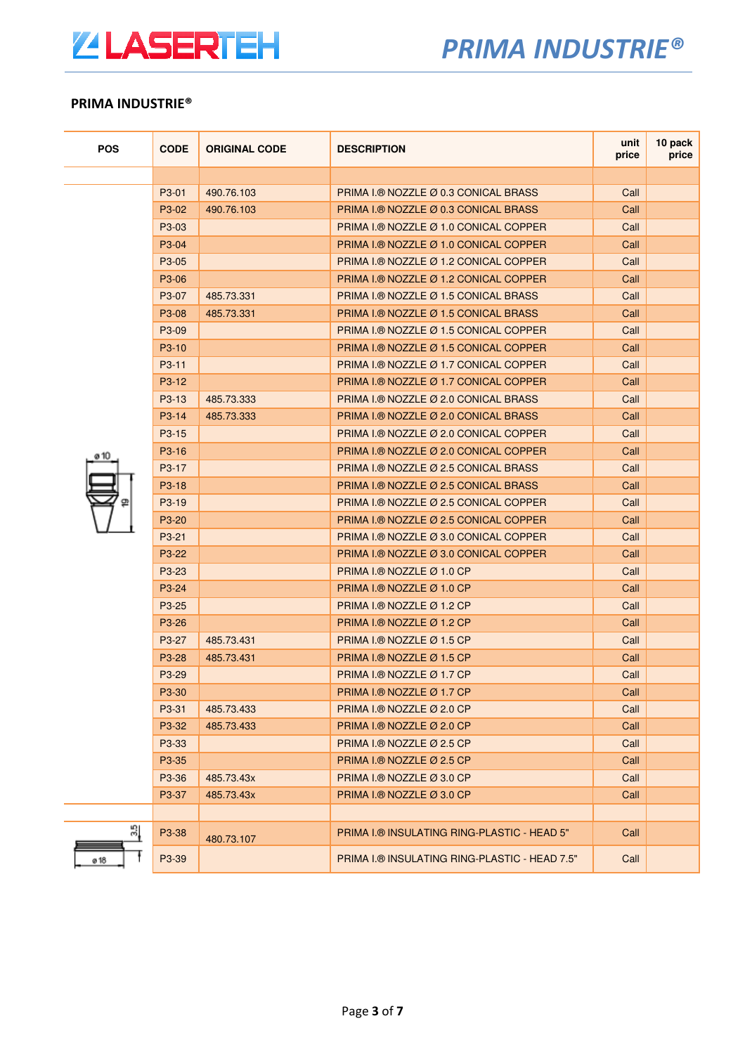## PRIMA INDUSTRIE®

| POS | CODE | ORIGINAL CODE | DESCRIPTION | unit price | 10 pack price |
|---|---|---|---|---|---|
| | | | | | |
| | P3-01 | 490.76.103 | PRIMA I.® NOZZLE Ø 0.3 CONICAL BRASS | Call | |
| | P3-02 | 490.76.103 | PRIMA I.® NOZZLE Ø 0.3 CONICAL BRASS | Call | |
| | P3-03 | | PRIMA I.® NOZZLE Ø 1.0 CONICAL COPPER | Call | |
| | P3-04 | | PRIMA I.® NOZZLE Ø 1.0 CONICAL COPPER | Call | |
| | P3-05 | | PRIMA I.® NOZZLE Ø 1.2 CONICAL COPPER | Call | |
| | P3-06 | | PRIMA I.® NOZZLE Ø 1.2 CONICAL COPPER | Call | |
| | P3-07 | 485.73.331 | PRIMA I.® NOZZLE Ø 1.5 CONICAL BRASS | Call | |
| | P3-08 | 485.73.331 | PRIMA I.® NOZZLE Ø 1.5 CONICAL BRASS | Call | |
| | P3-09 | | PRIMA I.® NOZZLE Ø 1.5 CONICAL COPPER | Call | |
| | P3-10 | | PRIMA I.® NOZZLE Ø 1.5 CONICAL COPPER | Call | |
| | P3-11 | | PRIMA I.® NOZZLE Ø 1.7 CONICAL COPPER | Call | |
| | P3-12 | | PRIMA I.® NOZZLE Ø 1.7 CONICAL COPPER | Call | |
| | P3-13 | 485.73.333 | PRIMA I.® NOZZLE Ø 2.0 CONICAL BRASS | Call | |
| | P3-14 | 485.73.333 | PRIMA I.® NOZZLE Ø 2.0 CONICAL BRASS | Call | |
| | P3-15 | | PRIMA I.® NOZZLE Ø 2.0 CONICAL COPPER | Call | |
| ø 10 | P3-16 | | PRIMA I.® NOZZLE Ø 2.0 CONICAL COPPER | Call | |
| | P3-17 | | PRIMA I.® NOZZLE Ø 2.5 CONICAL BRASS | Call | |
| | P3-18 | | PRIMA I.® NOZZLE Ø 2.5 CONICAL BRASS | Call | |
| 19 | P3-19 | | PRIMA I.® NOZZLE Ø 2.5 CONICAL COPPER | Call | |
| | P3-20 | | PRIMA I.® NOZZLE Ø 2.5 CONICAL COPPER | Call | |
| | P3-21 | | PRIMA I.® NOZZLE Ø 3.0 CONICAL COPPER | Call | |
| | P3-22 | | PRIMA I.® NOZZLE Ø 3.0 CONICAL COPPER | Call | |
| | P3-23 | | PRIMA I.® NOZZLE Ø 1.0 CP | Call | |
| | P3-24 | | PRIMA I.® NOZZLE Ø 1.0 CP | Call | |
| | P3-25 | | PRIMA I.® NOZZLE Ø 1.2 CP | Call | |
| | P3-26 | | PRIMA I.® NOZZLE Ø 1.2 CP | Call | |
| | P3-27 | 485.73.431 | PRIMA I.® NOZZLE Ø 1.5 CP | Call | |
| | P3-28 | 485.73.431 | PRIMA I.® NOZZLE Ø 1.5 CP | Call | |
| | P3-29 | | PRIMA I.® NOZZLE Ø 1.7 CP | Call | |
| | P3-30 | | PRIMA I.® NOZZLE Ø 1.7 CP | Call | |
| | P3-31 | 485.73.433 | PRIMA I.® NOZZLE Ø 2.0 CP | Call | |
| | P3-32 | 485.73.433 | PRIMA I.® NOZZLE Ø 2.0 CP | Call | |
| | P3-33 | | PRIMA I.® NOZZLE Ø 2.5 CP | Call | |
| | P3-35 | | PRIMA I.® NOZZLE Ø 2.5 CP | Call | |
| | P3-36 | 485.73.43x | PRIMA I.® NOZZLE Ø 3.0 CP | Call | |
| | P3-37 | 485.73.43x | PRIMA I.® NOZZLE Ø 3.0 CP | Call | |
| | | | | | |
| 3.5 | P3-38 | 480.73.107 | PRIMA I.® INSULATING RING-PLASTIC - HEAD 5" | Call | |
| ø 18 | P3-39 | | PRIMA I.® INSULATING RING-PLASTIC - HEAD 7.5" | Call | |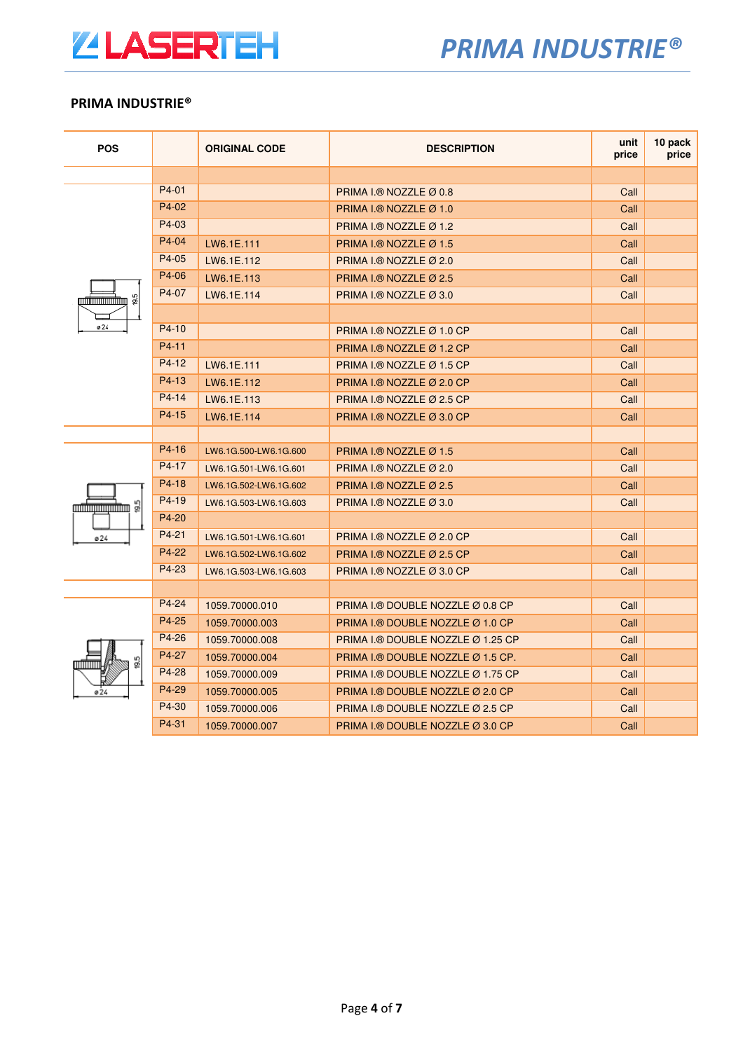## PRIMA INDUSTRIE®

| POS | | ORIGINAL CODE | DESCRIPTION | unit price | 10 pack price |
|---|---|---|---|---|---|
| | | | | | |
| | P4-01 | | PRIMA I.® NOZZLE Ø 0.8 | Call | |
| | P4-02 | | PRIMA I.® NOZZLE Ø 1.0 | Call | |
| | P4-03 | | PRIMA I.® NOZZLE Ø 1.2 | Call | |
| | P4-04 | LW6.1E.111 | PRIMA I.® NOZZLE Ø 1.5 | Call | |
| | P4-05 | LW6.1E.112 | PRIMA I.® NOZZLE Ø 2.0 | Call | |
| | P4-06 | LW6.1E.113 | PRIMA I.® NOZZLE Ø 2.5 | Call | |
| | P4-07 | LW6.1E.114 | PRIMA I.® NOZZLE Ø 3.0 | Call | |
| | | | | | |
| | P4-10 | | PRIMA I.® NOZZLE Ø 1.0 CP | Call | |
| | P4-11 | | PRIMA I.® NOZZLE Ø 1.2 CP | Call | |
| | P4-12 | LW6.1E.111 | PRIMA I.® NOZZLE Ø 1.5 CP | Call | |
| | P4-13 | LW6.1E.112 | PRIMA I.® NOZZLE Ø 2.0 CP | Call | |
| | P4-14 | LW6.1E.113 | PRIMA I.® NOZZLE Ø 2.5 CP | Call | |
| | P4-15 | LW6.1E.114 | PRIMA I.® NOZZLE Ø 3.0 CP | Call | |
| | | | | | |
| | P4-16 | LW6.1G.500-LW6.1G.600 | PRIMA I.® NOZZLE Ø 1.5 | Call | |
| | P4-17 | LW6.1G.501-LW6.1G.601 | PRIMA I.® NOZZLE Ø 2.0 | Call | |
| | P4-18 | LW6.1G.502-LW6.1G.602 | PRIMA I.® NOZZLE Ø 2.5 | Call | |
| | P4-19 | LW6.1G.503-LW6.1G.603 | PRIMA I.® NOZZLE Ø 3.0 | Call | |
| | P4-20 | | | | |
| | P4-21 | LW6.1G.501-LW6.1G.601 | PRIMA I.® NOZZLE Ø 2.0 CP | Call | |
| | P4-22 | LW6.1G.502-LW6.1G.602 | PRIMA I.® NOZZLE Ø 2.5 CP | Call | |
| | P4-23 | LW6.1G.503-LW6.1G.603 | PRIMA I.® NOZZLE Ø 3.0 CP | Call | |
| | | | | | |
| | P4-24 | 1059.70000.010 | PRIMA I.® DOUBLE NOZZLE Ø 0.8 CP | Call | |
| | P4-25 | 1059.70000.003 | PRIMA I.® DOUBLE NOZZLE Ø 1.0 CP | Call | |
| | P4-26 | 1059.70000.008 | PRIMA I.® DOUBLE NOZZLE Ø 1.25 CP | Call | |
| | P4-27 | 1059.70000.004 | PRIMA I.® DOUBLE NOZZLE Ø 1.5 CP. | Call | |
| | P4-28 | 1059.70000.009 | PRIMA I.® DOUBLE NOZZLE Ø 1.75 CP | Call | |
| | P4-29 | 1059.70000.005 | PRIMA I.® DOUBLE NOZZLE Ø 2.0 CP | Call | |
| | P4-30 | 1059.70000.006 | PRIMA I.® DOUBLE NOZZLE Ø 2.5 CP | Call | |
| | P4-31 | 1059.70000.007 | PRIMA I.® DOUBLE NOZZLE Ø 3.0 CP | Call | |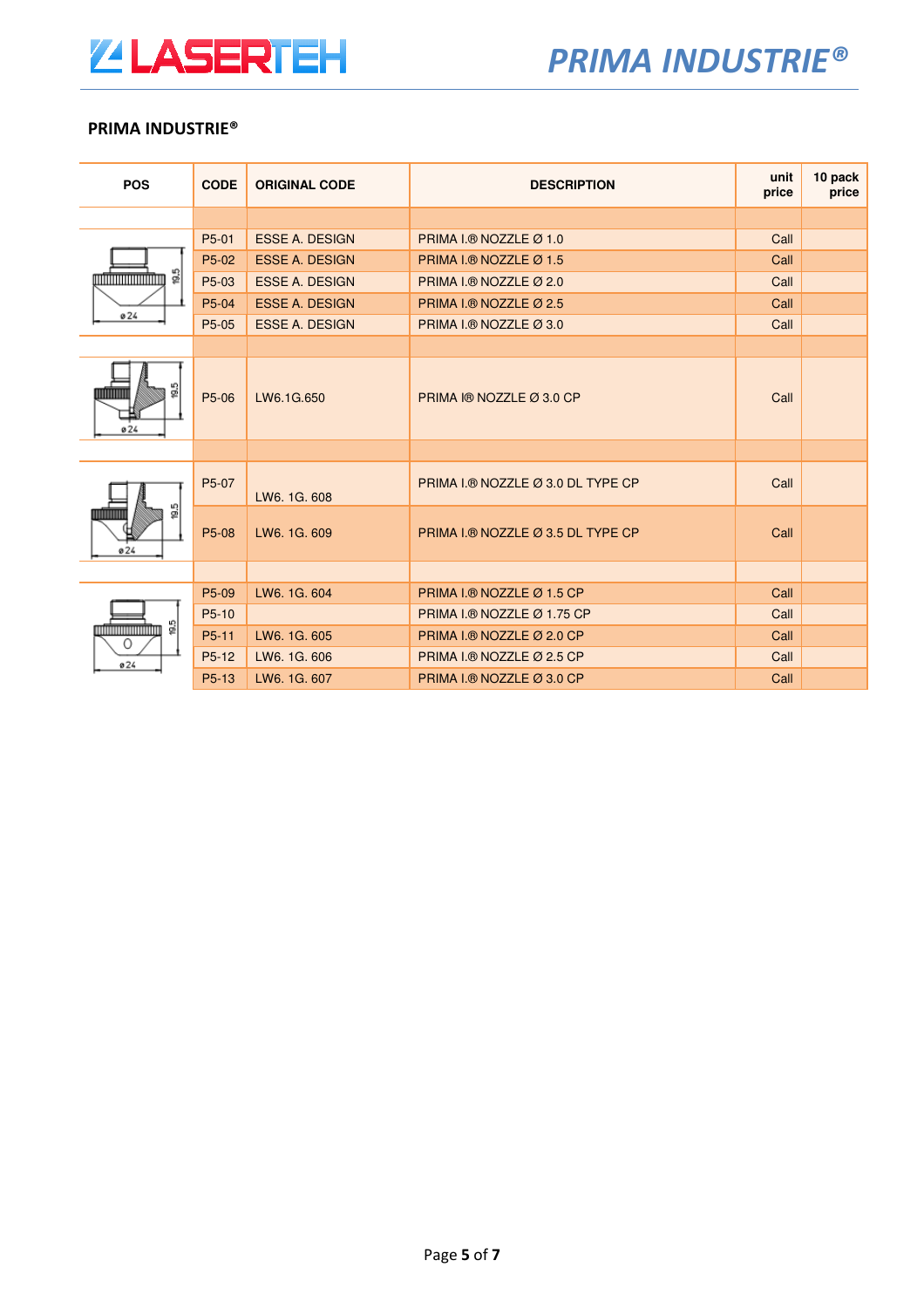## PRIMA INDUSTRIE®

| POS | CODE | ORIGINAL CODE | DESCRIPTION | unit price | 10 pack price |
|---|---|---|---|---|---|
| | | | | | |
| | P5-01 | ESSE A. DESIGN | PRIMA I.® NOZZLE Ø 1.0 | Call | |
| | P5-02 | ESSE A. DESIGN | PRIMA I.® NOZZLE Ø 1.5 | Call | |
| | P5-03 | ESSE A. DESIGN | PRIMA I.® NOZZLE Ø 2.0 | Call | |
| | P5-04 | ESSE A. DESIGN | PRIMA I.® NOZZLE Ø 2.5 | Call | |
| | P5-05 | ESSE A. DESIGN | PRIMA I.® NOZZLE Ø 3.0 | Call | |
| | | | | | |
| | P5-06 | LW6.1G.650 | PRIMA I® NOZZLE Ø 3.0 CP | Call | |
| | | | | | |
| | P5-07 | LW6. 1G. 608 | PRIMA I.® NOZZLE Ø 3.0 DL TYPE CP | Call | |
| | P5-08 | LW6. 1G. 609 | PRIMA I.® NOZZLE Ø 3.5 DL TYPE CP | Call | |
| | | | | | |
| | P5-09 | LW6. 1G. 604 | PRIMA I.® NOZZLE Ø 1.5 CP | Call | |
| | P5-10 | | PRIMA I.® NOZZLE Ø 1.75 CP | Call | |
| | P5-11 | LW6. 1G. 605 | PRIMA I.® NOZZLE Ø 2.0 CP | Call | |
| | P5-12 | LW6. 1G. 606 | PRIMA I.® NOZZLE Ø 2.5 CP | Call | |
| | P5-13 | LW6. 1G. 607 | PRIMA I.® NOZZLE Ø 3.0 CP | Call | |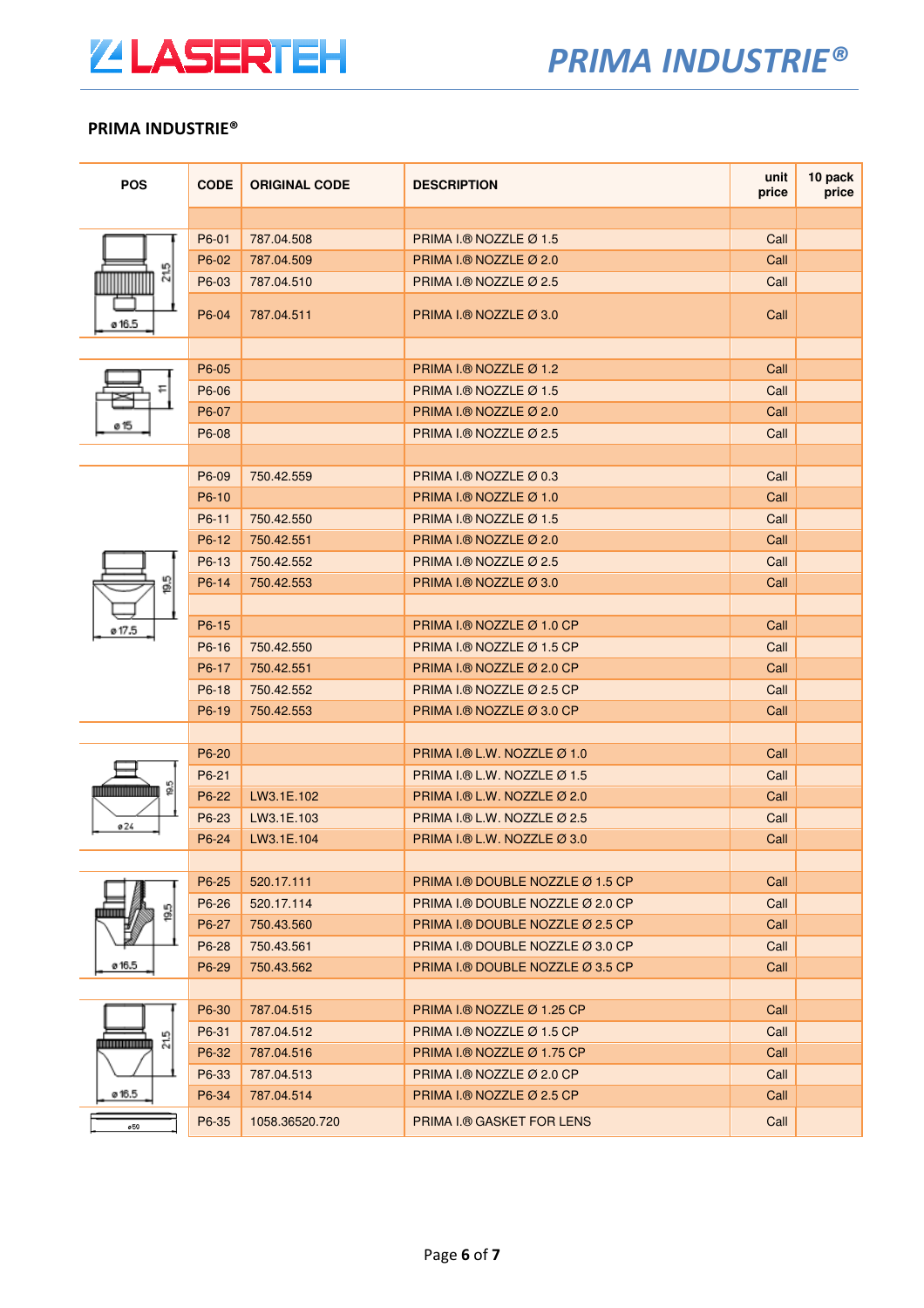## PRIMA INDUSTRIE®

| POS | CODE | ORIGINAL CODE | DESCRIPTION | unit price | 10 pack price |
|---|---|---|---|---|---|
| | | | | | |
| | P6-01 | 787.04.508 | PRIMA I.® NOZZLE Ø 1.5 | Call | |
| | P6-02 | 787.04.509 | PRIMA I.® NOZZLE Ø 2.0 | Call | |
| | P6-03 | 787.04.510 | PRIMA I.® NOZZLE Ø 2.5 | Call | |
| | P6-04 | 787.04.511 | PRIMA I.® NOZZLE Ø 3.0 | Call | |
| | | | | | |
| | P6-05 | | PRIMA I.® NOZZLE Ø 1.2 | Call | |
| | P6-06 | | PRIMA I.® NOZZLE Ø 1.5 | Call | |
| | P6-07 | | PRIMA I.® NOZZLE Ø 2.0 | Call | |
| | P6-08 | | PRIMA I.® NOZZLE Ø 2.5 | Call | |
| | | | | | |
| | P6-09 | 750.42.559 | PRIMA I.® NOZZLE Ø 0.3 | Call | |
| | P6-10 | | PRIMA I.® NOZZLE Ø 1.0 | Call | |
| | P6-11 | 750.42.550 | PRIMA I.® NOZZLE Ø 1.5 | Call | |
| | P6-12 | 750.42.551 | PRIMA I.® NOZZLE Ø 2.0 | Call | |
| | P6-13 | 750.42.552 | PRIMA I.® NOZZLE Ø 2.5 | Call | |
| | P6-14 | 750.42.553 | PRIMA I.® NOZZLE Ø 3.0 | Call | |
| | | | | | |
| | P6-15 | | PRIMA I.® NOZZLE Ø 1.0 CP | Call | |
| | P6-16 | 750.42.550 | PRIMA I.® NOZZLE Ø 1.5 CP | Call | |
| | P6-17 | 750.42.551 | PRIMA I.® NOZZLE Ø 2.0 CP | Call | |
| | P6-18 | 750.42.552 | PRIMA I.® NOZZLE Ø 2.5 CP | Call | |
| | P6-19 | 750.42.553 | PRIMA I.® NOZZLE Ø 3.0 CP | Call | |
| | | | | | |
| | P6-20 | | PRIMA I.® L.W. NOZZLE Ø 1.0 | Call | |
| | P6-21 | | PRIMA I.® L.W. NOZZLE Ø 1.5 | Call | |
| | P6-22 | LW3.1E.102 | PRIMA I.® L.W. NOZZLE Ø 2.0 | Call | |
| | P6-23 | LW3.1E.103 | PRIMA I.® L.W. NOZZLE Ø 2.5 | Call | |
| | P6-24 | LW3.1E.104 | PRIMA I.® L.W. NOZZLE Ø 3.0 | Call | |
| | | | | | |
| | P6-25 | 520.17.111 | PRIMA I.® DOUBLE NOZZLE Ø 1.5 CP | Call | |
| | P6-26 | 520.17.114 | PRIMA I.® DOUBLE NOZZLE Ø 2.0 CP | Call | |
| | P6-27 | 750.43.560 | PRIMA I.® DOUBLE NOZZLE Ø 2.5 CP | Call | |
| | P6-28 | 750.43.561 | PRIMA I.® DOUBLE NOZZLE Ø 3.0 CP | Call | |
| | P6-29 | 750.43.562 | PRIMA I.® DOUBLE NOZZLE Ø 3.5 CP | Call | |
| | | | | | |
| | P6-30 | 787.04.515 | PRIMA I.® NOZZLE Ø 1.25 CP | Call | |
| | P6-31 | 787.04.512 | PRIMA I.® NOZZLE Ø 1.5 CP | Call | |
| | P6-32 | 787.04.516 | PRIMA I.® NOZZLE Ø 1.75 CP | Call | |
| | P6-33 | 787.04.513 | PRIMA I.® NOZZLE Ø 2.0 CP | Call | |
| | P6-34 | 787.04.514 | PRIMA I.® NOZZLE Ø 2.5 CP | Call | |
| | P6-35 | 1058.36520.720 | PRIMA I.® GASKET FOR LENS | Call | |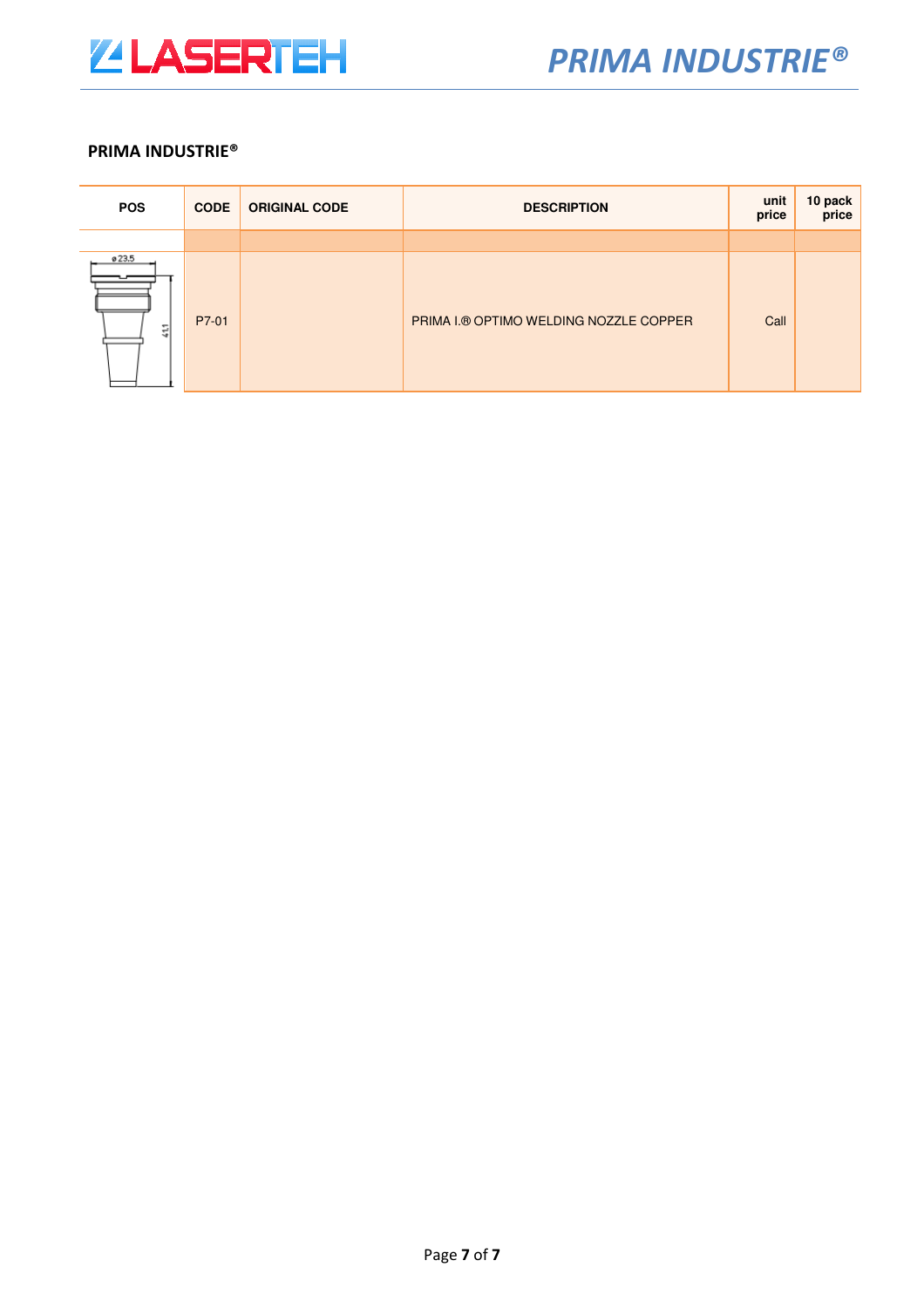## PRIMA INDUSTRIE®

| POS | CODE | ORIGINAL CODE | DESCRIPTION | unit price | 10 pack price |
|---|---|---|---|---|---|
| | | | | | |
| ø23.5<br>41.1 | P7-01 | | PRIMA I.® OPTIMO WELDING NOZZLE COPPER | Call | |